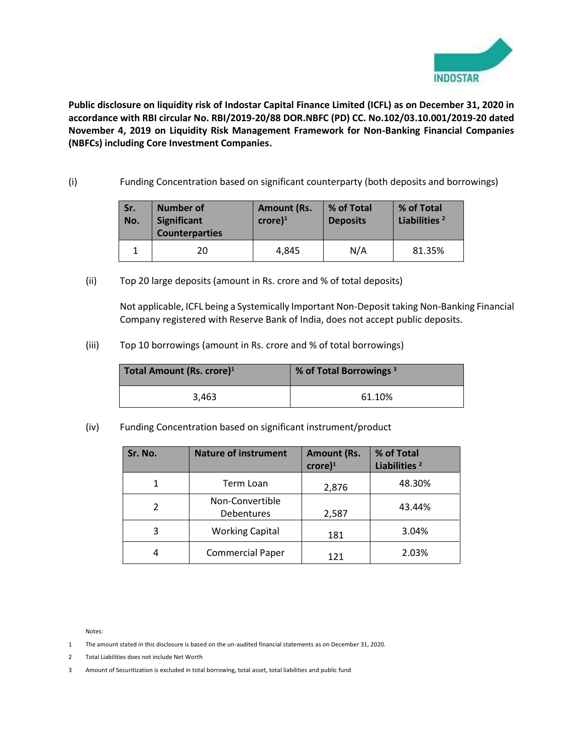**Public disclosure on liquidity risk of Indostar Capital Finance Limited (ICFL) as on December 31, 2020 in accordance with RBI circular No. RBI/2019-20/88 DOR.NBFC (PD) CC. No.102/03.10.001/2019-20 dated November 4, 2019 on Liquidity Risk Management Framework for Non-Banking Financial Companies (NBFCs) including Core Investment Companies.**

(i) Funding Concentration based on significant counterparty (both deposits and borrowings)

| Sr. No. | Number of Significant Counterparties | Amount (Rs. crore)[1] | % of Total Deposits | % of Total Liabilities [2] |
|---|---|---|---|---|
| 1 | 20 | 4,845 | N/A | 81.35% |

(ii) Top 20 large deposits (amount in Rs. crore and % of total deposits)

Not applicable, ICFL being a Systemically Important Non-Deposit taking Non-Banking Financial Company registered with Reserve Bank of India, does not accept public deposits.

(iii) Top 10 borrowings (amount in Rs. crore and % of total borrowings)

| Total Amount (Rs. crore)[1] | % of Total Borrowings [3] |
|---|---|
| 3,463 | 61.10% |

(iv) Funding Concentration based on significant instrument/product

| Sr. No. | Nature of instrument | Amount (Rs. crore)[1] | % of Total Liabilities [2] |
|---|---|---|---|
| 1 | Term Loan | 2,876 | 48.30% |
| 2 | Non-Convertible Debentures | 2,587 | 43.44% |
| 3 | Working Capital | 181 | 3.04% |
| 4 | Commercial Paper | 121 | 2.03% |

Notes:

1 The amount stated in this disclosure is based on the un-audited financial statements as on December 31, 2020.

2 Total Liabilities does not include Net Worth

3 Amount of Securitization is excluded in total borrowing, total asset, total liabilities and public fund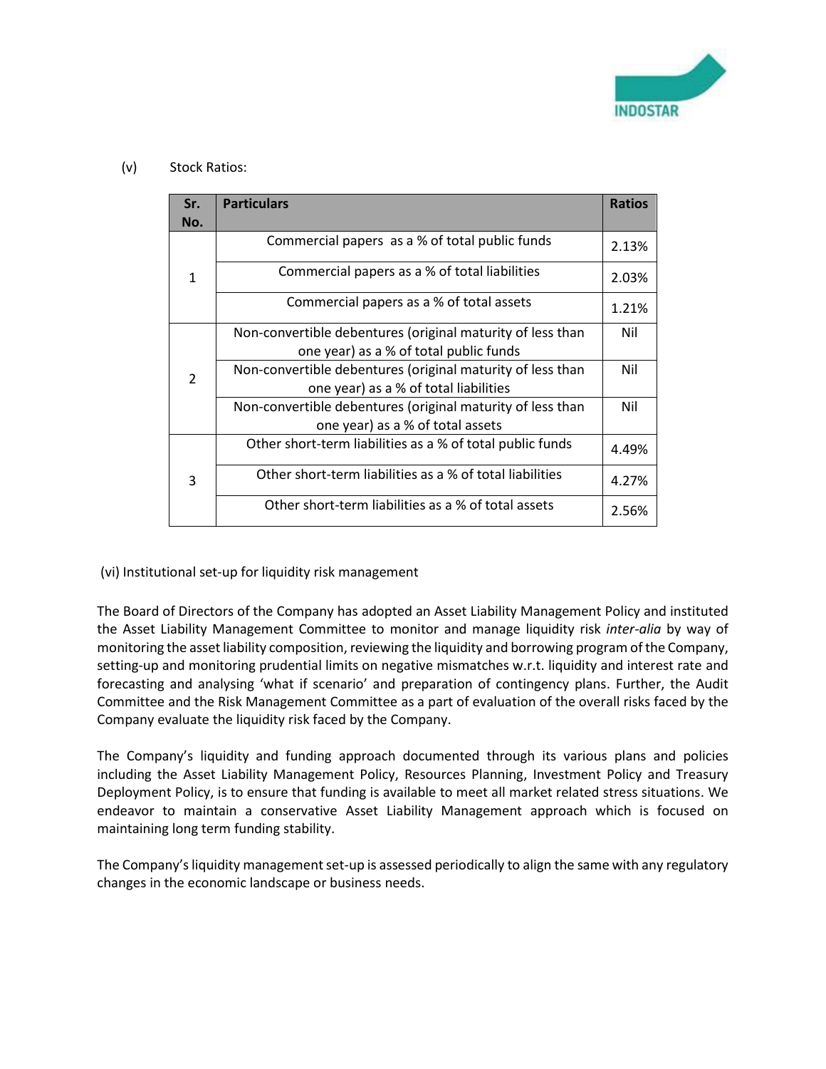(v) Stock Ratios:

| Sr. No. | Particulars | Ratios |
|---|---|---|
| 1 | Commercial papers as a % of total public funds | 2.13% |
| | Commercial papers as a % of total liabilities | 2.03% |
| | Commercial papers as a % of total assets | 1.21% |
| 2 | Non-convertible debentures (original maturity of less than one year) as a % of total public funds | Nil |
| | Non-convertible debentures (original maturity of less than one year) as a % of total liabilities | Nil |
| | Non-convertible debentures (original maturity of less than one year) as a % of total assets | Nil |
| 3 | Other short-term liabilities as a % of total public funds | 4.49% |
| | Other short-term liabilities as a % of total liabilities | 4.27% |
| | Other short-term liabilities as a % of total assets | 2.56% |

(vi) Institutional set-up for liquidity risk management

The Board of Directors of the Company has adopted an Asset Liability Management Policy and instituted the Asset Liability Management Committee to monitor and manage liquidity risk *inter-alia* by way of monitoring the asset liability composition, reviewing the liquidity and borrowing program of the Company, setting-up and monitoring prudential limits on negative mismatches w.r.t. liquidity and interest rate and forecasting and analysing 'what if scenario' and preparation of contingency plans. Further, the Audit Committee and the Risk Management Committee as a part of evaluation of the overall risks faced by the Company evaluate the liquidity risk faced by the Company.

The Company's liquidity and funding approach documented through its various plans and policies including the Asset Liability Management Policy, Resources Planning, Investment Policy and Treasury Deployment Policy, is to ensure that funding is available to meet all market related stress situations. We endeavor to maintain a conservative Asset Liability Management approach which is focused on maintaining long term funding stability.

The Company's liquidity management set-up is assessed periodically to align the same with any regulatory changes in the economic landscape or business needs.